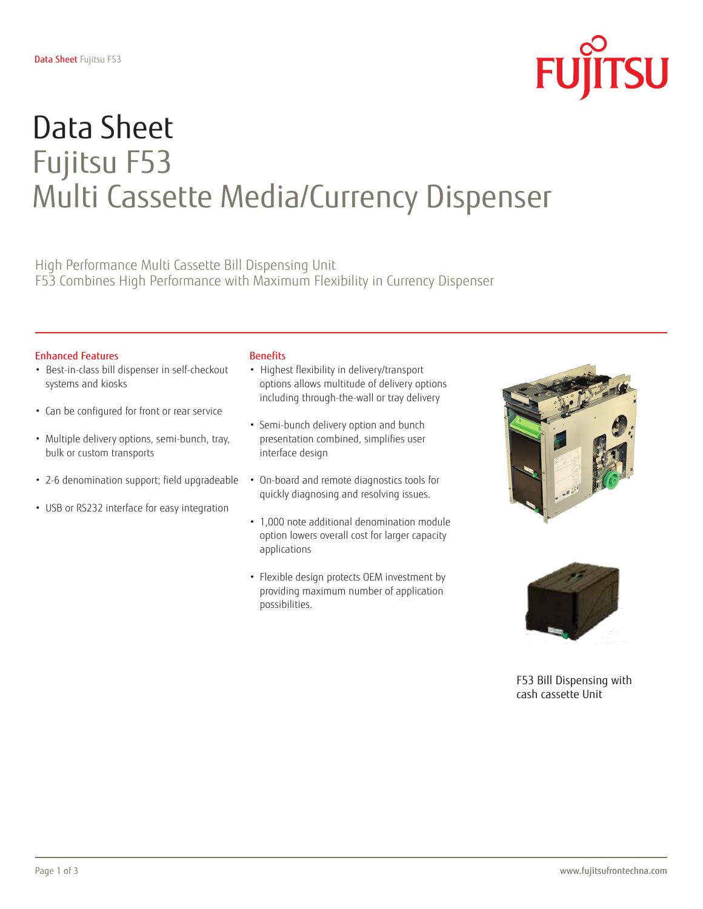# Data Sheet
# Fujitsu F53
# Multi Cassette Media/Currency Dispenser

High Performance Multi Cassette Bill Dispensing Unit
F53 Combines High Performance with Maximum Flexibility in Currency Dispenser

## Enhanced Features

- Best-in-class bill dispenser in self-checkout systems and kiosks
- Can be configured for front or rear service
- Multiple delivery options, semi-bunch, tray, bulk or custom transports
- 2-6 denomination support; field upgradeable
- USB or RS232 interface for easy integration

## Benefits

- Highest flexibility in delivery/transport options allows multitude of delivery options including through-the-wall or tray delivery
- Semi-bunch delivery option and bunch presentation combined, simplifies user interface design
- On-board and remote diagnostics tools for quickly diagnosing and resolving issues.
- 1,000 note additional denomination module option lowers overall cost for larger capacity applications
- Flexible design protects OEM investment by providing maximum number of application possibilities.

F53 Bill Dispensing with cash cassette Unit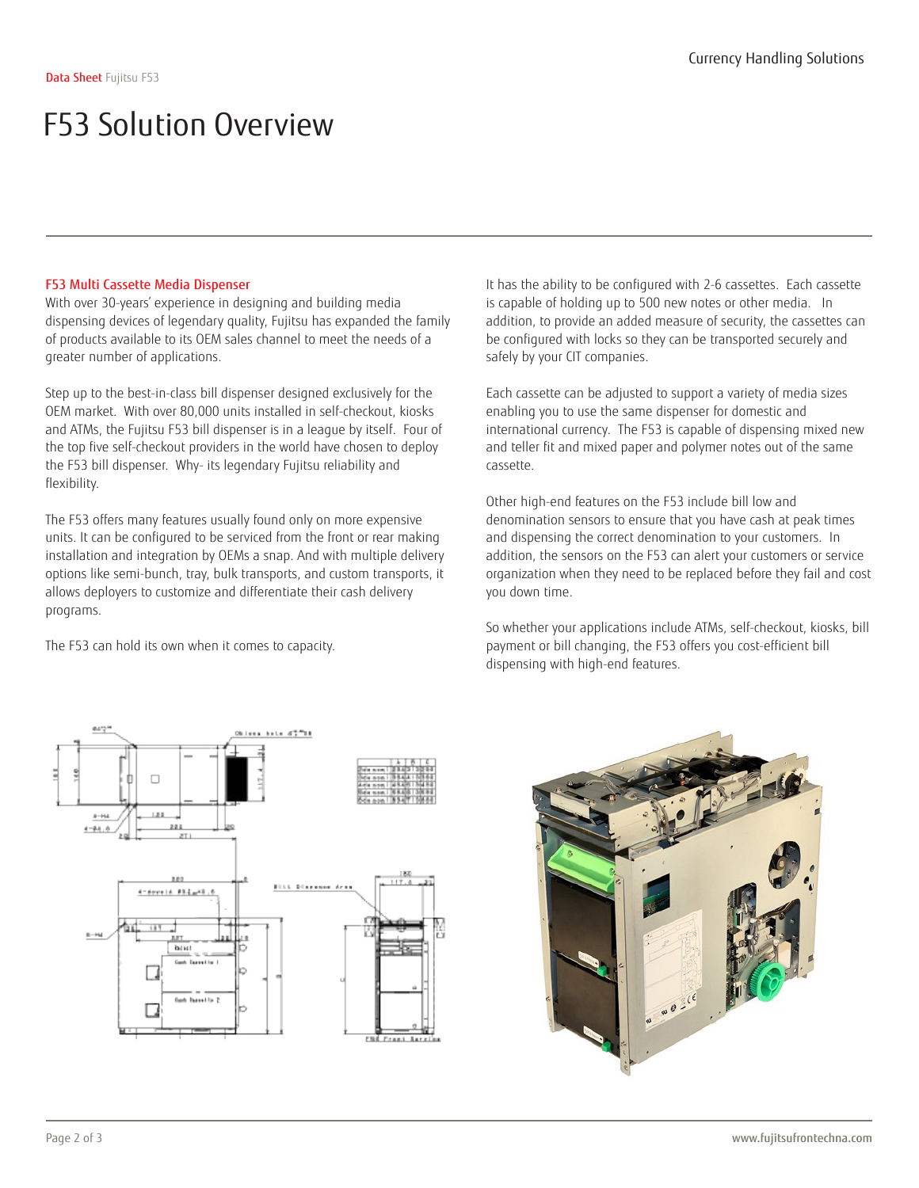# F53 Solution Overview

## F53 Multi Cassette Media Dispenser

With over 30-years' experience in designing and building media dispensing devices of legendary quality, Fujitsu has expanded the family of products available to its OEM sales channel to meet the needs of a greater number of applications.

Step up to the best-in-class bill dispenser designed exclusively for the OEM market. With over 80,000 units installed in self-checkout, kiosks and ATMs, the Fujitsu F53 bill dispenser is in a league by itself. Four of the top five self-checkout providers in the world have chosen to deploy the F53 bill dispenser. Why- its legendary Fujitsu reliability and flexibility.

The F53 offers many features usually found only on more expensive units. It can be configured to be serviced from the front or rear making installation and integration by OEMs a snap. And with multiple delivery options like semi-bunch, tray, bulk transports, and custom transports, it allows deployers to customize and differentiate their cash delivery programs.

The F53 can hold its own when it comes to capacity.

It has the ability to be configured with 2-6 cassettes. Each cassette is capable of holding up to 500 new notes or other media. In addition, to provide an added measure of security, the cassettes can be configured with locks so they can be transported securely and safely by your CIT companies.

Each cassette can be adjusted to support a variety of media sizes enabling you to use the same dispenser for domestic and international currency. The F53 is capable of dispensing mixed new and teller fit and mixed paper and polymer notes out of the same cassette.

Other high-end features on the F53 include bill low and denomination sensors to ensure that you have cash at peak times and dispensing the correct denomination to your customers. In addition, the sensors on the F53 can alert your customers or service organization when they need to be replaced before they fail and cost you down time.

So whether your applications include ATMs, self-checkout, kiosks, bill payment or bill changing, the F53 offers you cost-efficient bill dispensing with high-end features.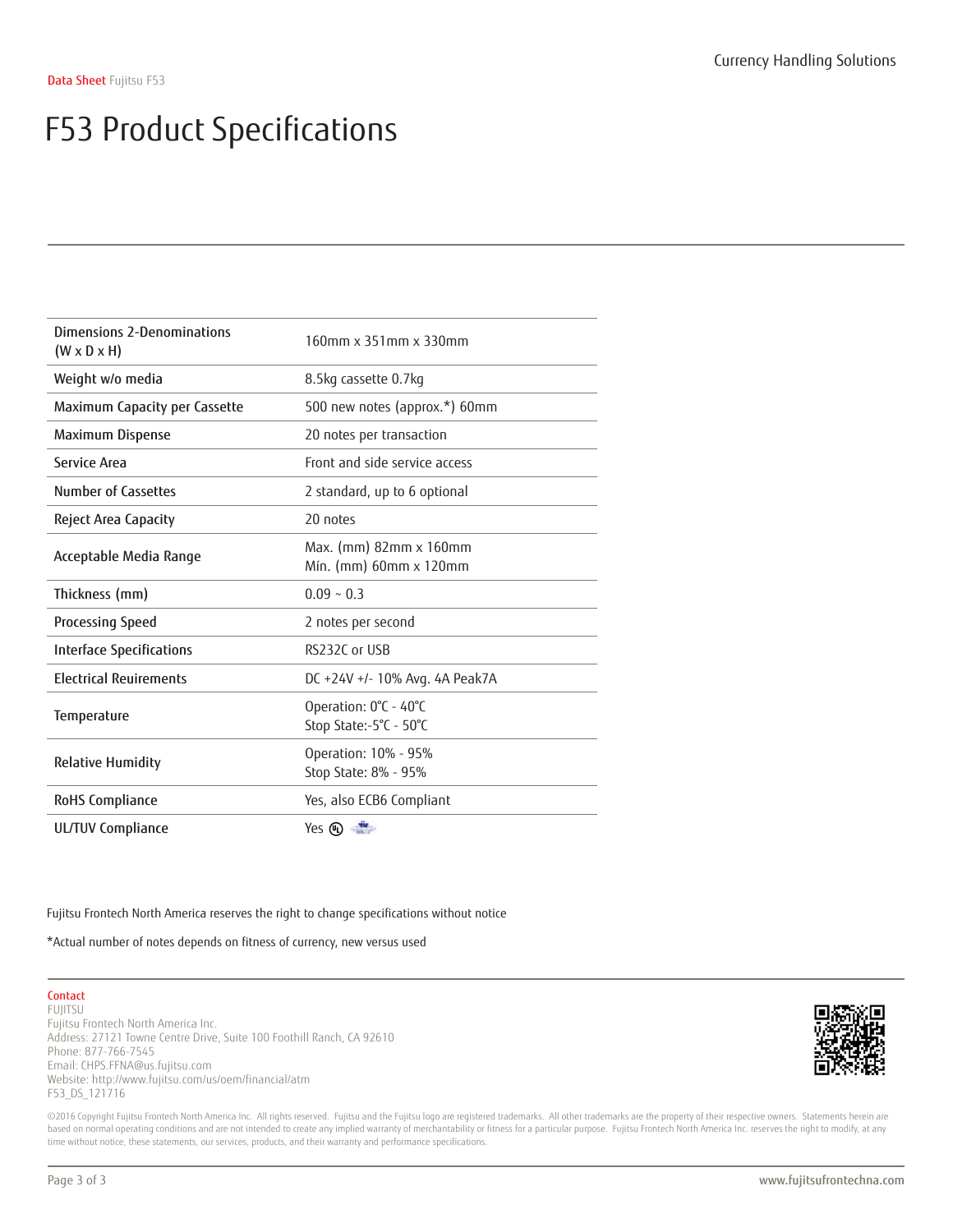# F53 Product Specifications

| | |
|---|---|
| **Dimensions 2-Denominations (W x D x H)** | 160mm x 351mm x 330mm |
| **Weight w/o media** | 8.5kg cassette 0.7kg |
| **Maximum Capacity per Cassette** | 500 new notes (approx.*) 60mm |
| **Maximum Dispense** | 20 notes per transaction |
| **Service Area** | Front and side service access |
| **Number of Cassettes** | 2 standard, up to 6 optional |
| **Reject Area Capacity** | 20 notes |
| **Acceptable Media Range** | Max. (mm) 82mm x 160mm<br>Mín. (mm) 60mm x 120mm |
| **Thickness (mm)** | 0.09 ~ 0.3 |
| **Processing Speed** | 2 notes per second |
| **Interface Specifications** | RS232C or USB |
| **Electrical Reuirements** | DC +24V +/- 10% Avg. 4A Peak7A |
| **Temperature** | Operation: 0°C - 40°C<br>Stop State:-5°C - 50°C |
| **Relative Humidity** | Operation: 10% - 95%<br>Stop State: 8% - 95% |
| **RoHS Compliance** | Yes, also ECB6 Compliant |
| **UL/TUV Compliance** | Yes |

Fujitsu Frontech North America reserves the right to change specifications without notice

*Actual number of notes depends on fitness of currency, new versus used

**Contact**
FUJITSU
Fujitsu Frontech North America Inc.
Address: 27121 Towne Centre Drive, Suite 100 Foothill Ranch, CA 92610
Phone: 877-766-7545
Email: CHPS.FFNA@us.fujitsu.com
Website: http://www.fujitsu.com/us/oem/financial/atm
F53_DS_121716

©2016 Copyright Fujitsu Frontech North America Inc. All rights reserved. Fujitsu and the Fujitsu logo are registered trademarks. All other trademarks are the property of their respective owners. Statements herein are based on normal operating conditions and are not intended to create any implied warranty of merchantability or fitness for a particular purpose. Fujitsu Frontech North America Inc. reserves the right to modify, at any time without notice, these statements, our services, products, and their warranty and performance specifications.